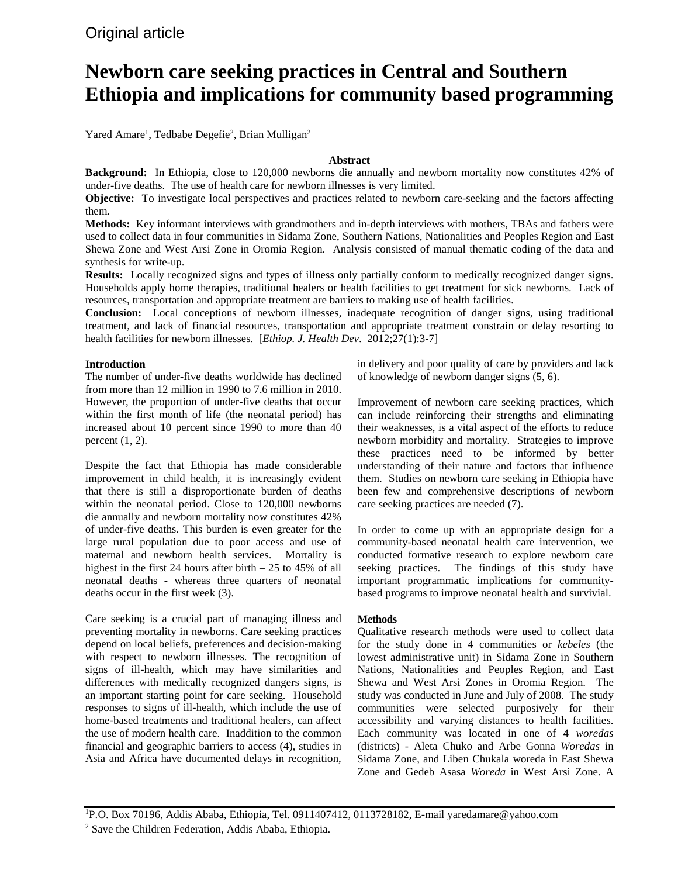Original article

# Newborn care seeking practices in Central and Southern Ethiopia and implications for community based programming

Yared Amare[1], Tedbabe Degefie[2], Brian Mulligan[2]

## Abstract

**Background:** In Ethiopia, close to 120,000 newborns die annually and newborn mortality now constitutes 42% of under-five deaths. The use of health care for newborn illnesses is very limited.

**Objective:** To investigate local perspectives and practices related to newborn care-seeking and the factors affecting them.

**Methods:** Key informant interviews with grandmothers and in-depth interviews with mothers, TBAs and fathers were used to collect data in four communities in Sidama Zone, Southern Nations, Nationalities and Peoples Region and East Shewa Zone and West Arsi Zone in Oromia Region. Analysis consisted of manual thematic coding of the data and synthesis for write-up.

**Results:** Locally recognized signs and types of illness only partially conform to medically recognized danger signs. Households apply home therapies, traditional healers or health facilities to get treatment for sick newborns. Lack of resources, transportation and appropriate treatment are barriers to making use of health facilities.

**Conclusion:** Local conceptions of newborn illnesses, inadequate recognition of danger signs, using traditional treatment, and lack of financial resources, transportation and appropriate treatment constrain or delay resorting to health facilities for newborn illnesses. [*Ethiop. J. Health Dev*. 2012;27(1):3-7]

## Introduction

The number of under-five deaths worldwide has declined from more than 12 million in 1990 to 7.6 million in 2010. However, the proportion of under-five deaths that occur within the first month of life (the neonatal period) has increased about 10 percent since 1990 to more than 40 percent (1, 2).

Despite the fact that Ethiopia has made considerable improvement in child health, it is increasingly evident that there is still a disproportionate burden of deaths within the neonatal period. Close to 120,000 newborns die annually and newborn mortality now constitutes 42% of under-five deaths. This burden is even greater for the large rural population due to poor access and use of maternal and newborn health services. Mortality is highest in the first 24 hours after birth – 25 to 45% of all neonatal deaths - whereas three quarters of neonatal deaths occur in the first week (3).

Care seeking is a crucial part of managing illness and preventing mortality in newborns. Care seeking practices depend on local beliefs, preferences and decision-making with respect to newborn illnesses. The recognition of signs of ill-health, which may have similarities and differences with medically recognized dangers signs, is an important starting point for care seeking. Household responses to signs of ill-health, which include the use of home-based treatments and traditional healers, can affect the use of modern health care. Inaddition to the common financial and geographic barriers to access (4), studies in Asia and Africa have documented delays in recognition, in delivery and poor quality of care by providers and lack of knowledge of newborn danger signs (5, 6).

Improvement of newborn care seeking practices, which can include reinforcing their strengths and eliminating their weaknesses, is a vital aspect of the efforts to reduce newborn morbidity and mortality. Strategies to improve these practices need to be informed by better understanding of their nature and factors that influence them. Studies on newborn care seeking in Ethiopia have been few and comprehensive descriptions of newborn care seeking practices are needed (7).

In order to come up with an appropriate design for a community-based neonatal health care intervention, we conducted formative research to explore newborn care seeking practices. The findings of this study have important programmatic implications for community-based programs to improve neonatal health and survivial.

## Methods

Qualitative research methods were used to collect data for the study done in 4 communities or *kebeles* (the lowest administrative unit) in Sidama Zone in Southern Nations, Nationalities and Peoples Region, and East Shewa and West Arsi Zones in Oromia Region. The study was conducted in June and July of 2008. The study communities were selected purposively for their accessibility and varying distances to health facilities. Each community was located in one of 4 *woredas* (districts) - Aleta Chuko and Arbe Gonna *Woredas* in Sidama Zone, and Liben Chukala woreda in East Shewa Zone and Gedeb Asasa *Woreda* in West Arsi Zone. A

[1]P.O. Box 70196, Addis Ababa, Ethiopia, Tel. 0911407412, 0113728182, E-mail yaredamare@yahoo.com

[2] Save the Children Federation, Addis Ababa, Ethiopia.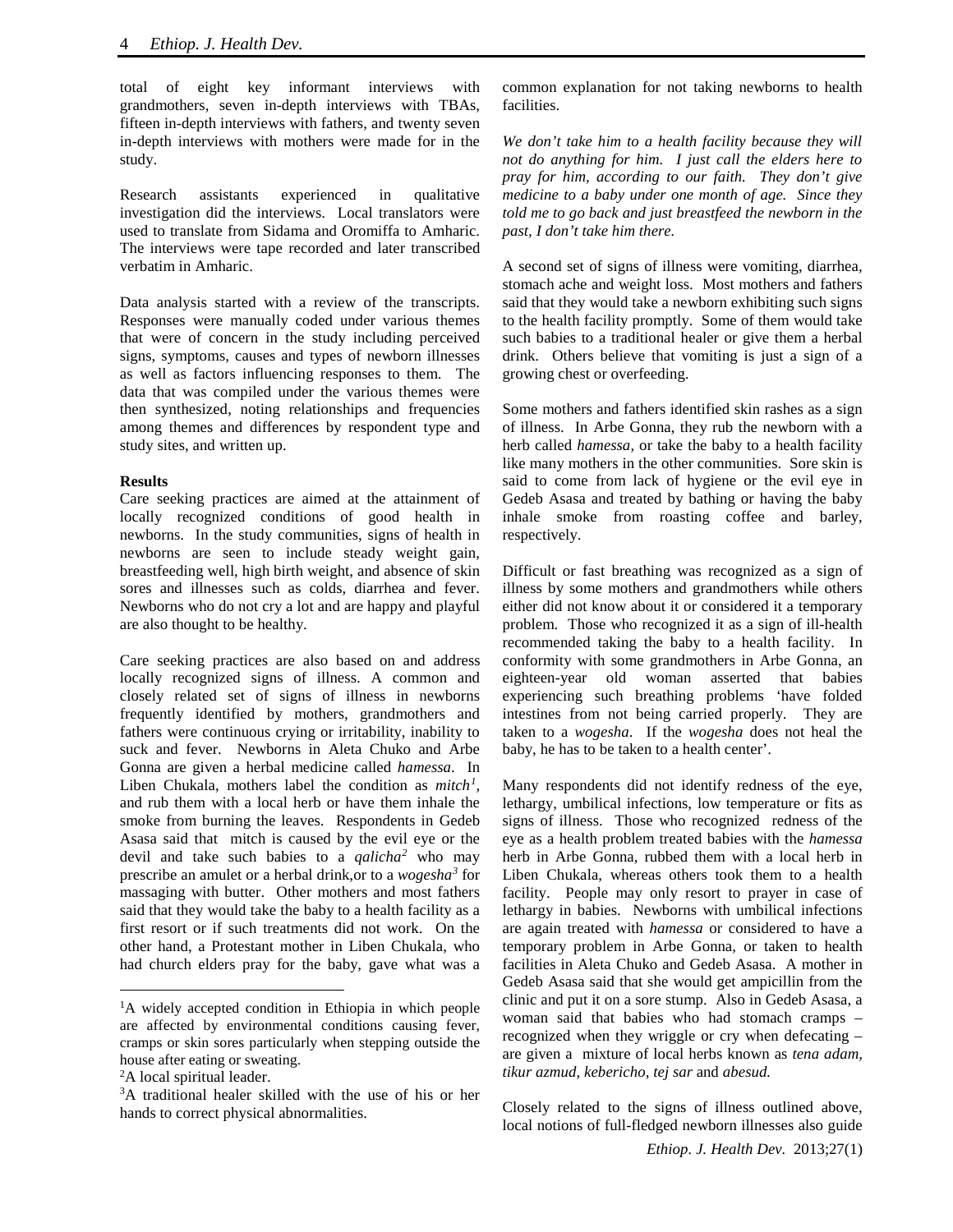total of eight key informant interviews with grandmothers, seven in-depth interviews with TBAs, fifteen in-depth interviews with fathers, and twenty seven in-depth interviews with mothers were made for in the study.

Research assistants experienced in qualitative investigation did the interviews. Local translators were used to translate from Sidama and Oromiffa to Amharic. The interviews were tape recorded and later transcribed verbatim in Amharic.

Data analysis started with a review of the transcripts. Responses were manually coded under various themes that were of concern in the study including perceived signs, symptoms, causes and types of newborn illnesses as well as factors influencing responses to them. The data that was compiled under the various themes were then synthesized, noting relationships and frequencies among themes and differences by respondent type and study sites, and written up.

**Results**

Care seeking practices are aimed at the attainment of locally recognized conditions of good health in newborns. In the study communities, signs of health in newborns are seen to include steady weight gain, breastfeeding well, high birth weight, and absence of skin sores and illnesses such as colds, diarrhea and fever. Newborns who do not cry a lot and are happy and playful are also thought to be healthy.

Care seeking practices are also based on and address locally recognized signs of illness. A common and closely related set of signs of illness in newborns frequently identified by mothers, grandmothers and fathers were continuous crying or irritability, inability to suck and fever. Newborns in Aleta Chuko and Arbe Gonna are given a herbal medicine called *hamessa*. In Liben Chukala, mothers label the condition as *mitch*[1], and rub them with a local herb or have them inhale the smoke from burning the leaves. Respondents in Gedeb Asasa said that mitch is caused by the evil eye or the devil and take such babies to a *qalicha*[2] who may prescribe an amulet or a herbal drink,or to a *wogesha*[3] for massaging with butter. Other mothers and most fathers said that they would take the baby to a health facility as a first resort or if such treatments did not work. On the other hand, a Protestant mother in Liben Chukala, who had church elders pray for the baby, gave what was a common explanation for not taking newborns to health facilities.

*We don't take him to a health facility because they will not do anything for him. I just call the elders here to pray for him, according to our faith. They don't give medicine to a baby under one month of age. Since they told me to go back and just breastfeed the newborn in the past, I don't take him there.*

A second set of signs of illness were vomiting, diarrhea, stomach ache and weight loss. Most mothers and fathers said that they would take a newborn exhibiting such signs to the health facility promptly. Some of them would take such babies to a traditional healer or give them a herbal drink. Others believe that vomiting is just a sign of a growing chest or overfeeding.

Some mothers and fathers identified skin rashes as a sign of illness. In Arbe Gonna, they rub the newborn with a herb called *hamessa*, or take the baby to a health facility like many mothers in the other communities. Sore skin is said to come from lack of hygiene or the evil eye in Gedeb Asasa and treated by bathing or having the baby inhale smoke from roasting coffee and barley, respectively.

Difficult or fast breathing was recognized as a sign of illness by some mothers and grandmothers while others either did not know about it or considered it a temporary problem. Those who recognized it as a sign of ill-health recommended taking the baby to a health facility. In conformity with some grandmothers in Arbe Gonna, an eighteen-year old woman asserted that babies experiencing such breathing problems 'have folded intestines from not being carried properly. They are taken to a *wogesha*. If the *wogesha* does not heal the baby, he has to be taken to a health center'.

Many respondents did not identify redness of the eye, lethargy, umbilical infections, low temperature or fits as signs of illness. Those who recognized redness of the eye as a health problem treated babies with the *hamessa* herb in Arbe Gonna, rubbed them with a local herb in Liben Chukala, whereas others took them to a health facility. People may only resort to prayer in case of lethargy in babies. Newborns with umbilical infections are again treated with *hamessa* or considered to have a temporary problem in Arbe Gonna, or taken to health facilities in Aleta Chuko and Gedeb Asasa. A mother in Gedeb Asasa said that she would get ampicillin from the clinic and put it on a sore stump. Also in Gedeb Asasa, a woman said that babies who had stomach cramps – recognized when they wriggle or cry when defecating – are given a mixture of local herbs known as *tena adam, tikur azmud, kebericho, tej sar* and *abesud.*

Closely related to the signs of illness outlined above, local notions of full-fledged newborn illnesses also guide

---

[1]A widely accepted condition in Ethiopia in which people are affected by environmental conditions causing fever, cramps or skin sores particularly when stepping outside the house after eating or sweating.

[2]A local spiritual leader.

[3]A traditional healer skilled with the use of his or her hands to correct physical abnormalities.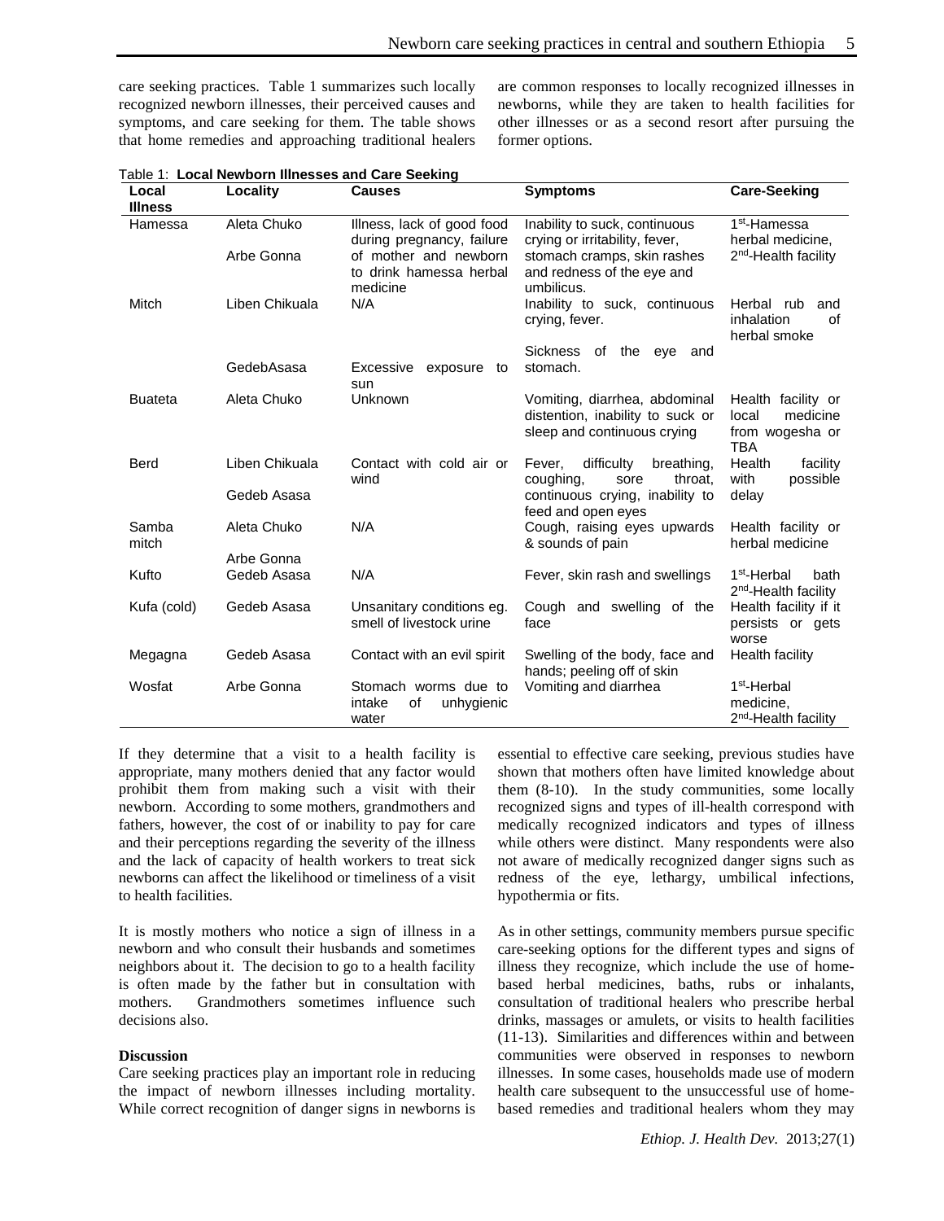care seeking practices. Table 1 summarizes such locally recognized newborn illnesses, their perceived causes and symptoms, and care seeking for them. The table shows that home remedies and approaching traditional healers are common responses to locally recognized illnesses in newborns, while they are taken to health facilities for other illnesses or as a second resort after pursuing the former options.

Table 1: **Local Newborn Illnesses and Care Seeking**

| Local Illness | Locality | Causes | Symptoms | Care-Seeking |
|---|---|---|---|---|
| Hamessa | Aleta Chuko<br>Arbe Gonna | Illness, lack of good food during pregnancy, failure of mother and newborn to drink hamessa herbal medicine | Inability to suck, continuous crying or irritability, fever, stomach cramps, skin rashes and redness of the eye and umbilicus. | 1st-Hamessa herbal medicine, 2nd-Health facility |
| Mitch | Liben Chikuala | N/A | Inability to suck, continuous crying, fever. | Herbal rub and inhalation of herbal smoke |
| | GedebAsasa | Excessive exposure to sun | Sickness of the eye and stomach. | |
| Buateta | Aleta Chuko | Unknown | Vomiting, diarrhea, abdominal distention, inability to suck or sleep and continuous crying | Health facility or local medicine from wogesha or TBA |
| Berd | Liben Chikuala<br>Gedeb Asasa | Contact with cold air or wind | Fever, difficulty breathing, coughing, sore throat, continuous crying, inability to feed and open eyes | Health facility with possible delay |
| Samba mitch | Aleta Chuko<br>Arbe Gonna | N/A | Cough, raising eyes upwards & sounds of pain | Health facility or herbal medicine |
| Kufto | Gedeb Asasa | N/A | Fever, skin rash and swellings | 1st-Herbal bath 2nd-Health facility |
| Kufa (cold) | Gedeb Asasa | Unsanitary conditions eg. smell of livestock urine | Cough and swelling of the face | Health facility if it persists or gets worse |
| Megagna | Gedeb Asasa | Contact with an evil spirit | Swelling of the body, face and hands; peeling off of skin | Health facility |
| Wosfat | Arbe Gonna | Stomach worms due to intake of unhygienic water | Vomiting and diarrhea | 1st-Herbal medicine, 2nd-Health facility |

If they determine that a visit to a health facility is appropriate, many mothers denied that any factor would prohibit them from making such a visit with their newborn. According to some mothers, grandmothers and fathers, however, the cost of or inability to pay for care and their perceptions regarding the severity of the illness and the lack of capacity of health workers to treat sick newborns can affect the likelihood or timeliness of a visit to health facilities.

It is mostly mothers who notice a sign of illness in a newborn and who consult their husbands and sometimes neighbors about it. The decision to go to a health facility is often made by the father but in consultation with mothers. Grandmothers sometimes influence such decisions also.

**Discussion**

Care seeking practices play an important role in reducing the impact of newborn illnesses including mortality. While correct recognition of danger signs in newborns is essential to effective care seeking, previous studies have shown that mothers often have limited knowledge about them (8-10). In the study communities, some locally recognized signs and types of ill-health correspond with medically recognized indicators and types of illness while others were distinct. Many respondents were also not aware of medically recognized danger signs such as redness of the eye, lethargy, umbilical infections, hypothermia or fits.

As in other settings, community members pursue specific care-seeking options for the different types and signs of illness they recognize, which include the use of home-based herbal medicines, baths, rubs or inhalants, consultation of traditional healers who prescribe herbal drinks, massages or amulets, or visits to health facilities (11-13). Similarities and differences within and between communities were observed in responses to newborn illnesses. In some cases, households made use of modern health care subsequent to the unsuccessful use of home-based remedies and traditional healers whom they may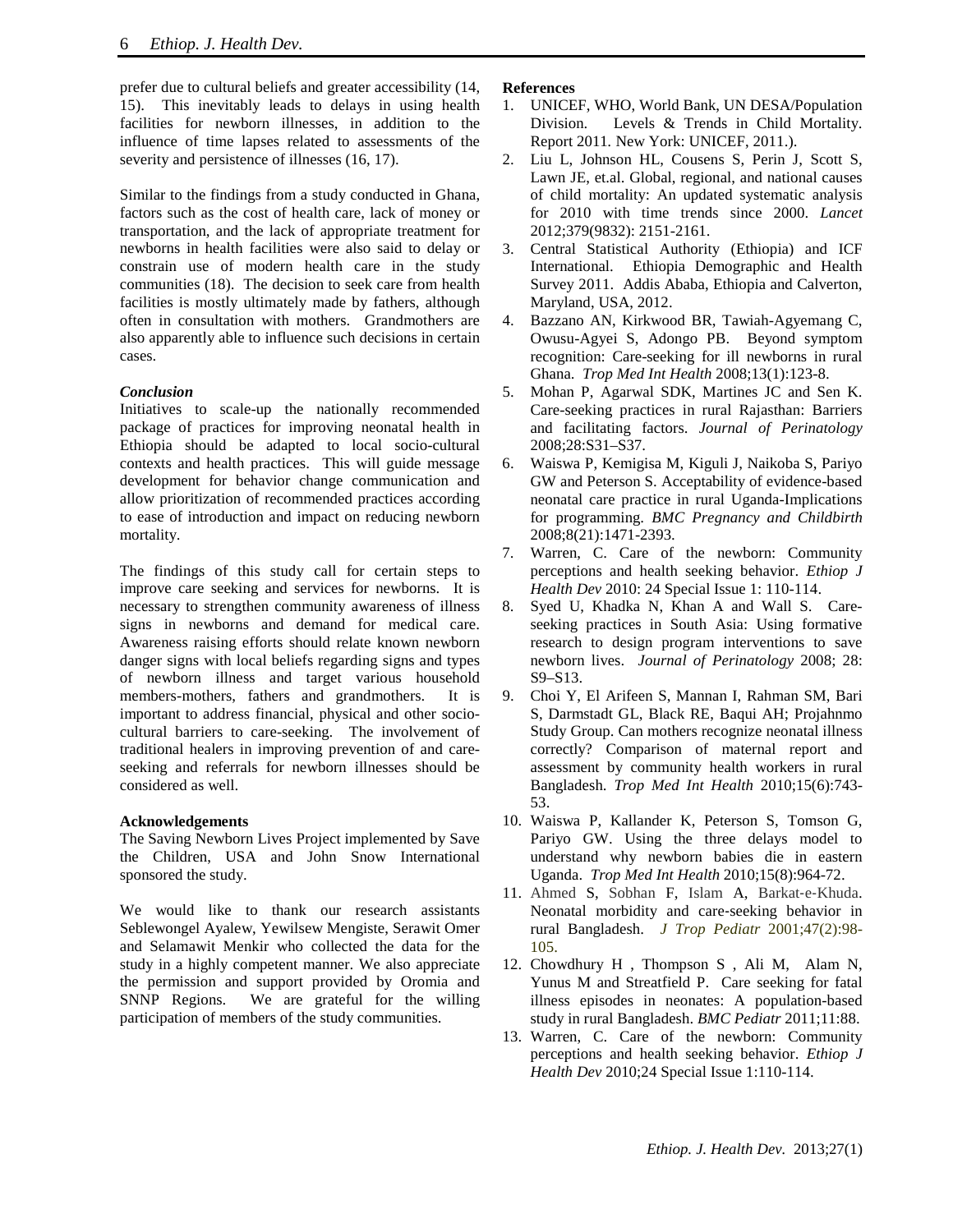prefer due to cultural beliefs and greater accessibility (14, 15). This inevitably leads to delays in using health facilities for newborn illnesses, in addition to the influence of time lapses related to assessments of the severity and persistence of illnesses (16, 17).

Similar to the findings from a study conducted in Ghana, factors such as the cost of health care, lack of money or transportation, and the lack of appropriate treatment for newborns in health facilities were also said to delay or constrain use of modern health care in the study communities (18). The decision to seek care from health facilities is mostly ultimately made by fathers, although often in consultation with mothers. Grandmothers are also apparently able to influence such decisions in certain cases.

### *Conclusion*

Initiatives to scale-up the nationally recommended package of practices for improving neonatal health in Ethiopia should be adapted to local socio-cultural contexts and health practices. This will guide message development for behavior change communication and allow prioritization of recommended practices according to ease of introduction and impact on reducing newborn mortality.

The findings of this study call for certain steps to improve care seeking and services for newborns. It is necessary to strengthen community awareness of illness signs in newborns and demand for medical care. Awareness raising efforts should relate known newborn danger signs with local beliefs regarding signs and types of newborn illness and target various household members-mothers, fathers and grandmothers. It is important to address financial, physical and other socio-cultural barriers to care-seeking. The involvement of traditional healers in improving prevention of and care-seeking and referrals for newborn illnesses should be considered as well.

### Acknowledgements

The Saving Newborn Lives Project implemented by Save the Children, USA and John Snow International sponsored the study.

We would like to thank our research assistants Seblewongel Ayalew, Yewilsew Mengiste, Serawit Omer and Selamawit Menkir who collected the data for the study in a highly competent manner. We also appreciate the permission and support provided by Oromia and SNNP Regions. We are grateful for the willing participation of members of the study communities.

### References

1. UNICEF, WHO, World Bank, UN DESA/Population Division. Levels & Trends in Child Mortality. Report 2011. New York: UNICEF, 2011.).
2. Liu L, Johnson HL, Cousens S, Perin J, Scott S, Lawn JE, et.al. Global, regional, and national causes of child mortality: An updated systematic analysis for 2010 with time trends since 2000. *Lancet* 2012;379(9832): 2151-2161.
3. Central Statistical Authority (Ethiopia) and ICF International. Ethiopia Demographic and Health Survey 2011. Addis Ababa, Ethiopia and Calverton, Maryland, USA, 2012.
4. Bazzano AN, Kirkwood BR, Tawiah-Agyemang C, Owusu-Agyei S, Adongo PB. Beyond symptom recognition: Care-seeking for ill newborns in rural Ghana. *Trop Med Int Health* 2008;13(1):123-8.
5. Mohan P, Agarwal SDK, Martines JC and Sen K. Care-seeking practices in rural Rajasthan: Barriers and facilitating factors. *Journal of Perinatology* 2008;28:S31–S37.
6. Waiswa P, Kemigisa M, Kiguli J, Naikoba S, Pariyo GW and Peterson S. Acceptability of evidence-based neonatal care practice in rural Uganda-Implications for programming. *BMC Pregnancy and Childbirth* 2008;8(21):1471-2393.
7. Warren, C. Care of the newborn: Community perceptions and health seeking behavior. *Ethiop J Health Dev* 2010: 24 Special Issue 1: 110-114.
8. Syed U, Khadka N, Khan A and Wall S. Care-seeking practices in South Asia: Using formative research to design program interventions to save newborn lives. *Journal of Perinatology* 2008; 28: S9–S13.
9. Choi Y, El Arifeen S, Mannan I, Rahman SM, Bari S, Darmstadt GL, Black RE, Baqui AH; Projahnmo Study Group. Can mothers recognize neonatal illness correctly? Comparison of maternal report and assessment by community health workers in rural Bangladesh. *Trop Med Int Health* 2010;15(6):743-53.
10. Waiswa P, Kallander K, Peterson S, Tomson G, Pariyo GW. Using the three delays model to understand why newborn babies die in eastern Uganda. *Trop Med Int Health* 2010;15(8):964-72.
11. Ahmed S, Sobhan F, Islam A, Barkat-e-Khuda. Neonatal morbidity and care-seeking behavior in rural Bangladesh. *J Trop Pediatr* 2001;47(2):98-105.
12. Chowdhury H , Thompson S , Ali M, Alam N, Yunus M and Streatfield P. Care seeking for fatal illness episodes in neonates: A population-based study in rural Bangladesh. *BMC Pediatr* 2011;11:88.
13. Warren, C. Care of the newborn: Community perceptions and health seeking behavior. *Ethiop J Health Dev* 2010;24 Special Issue 1:110-114.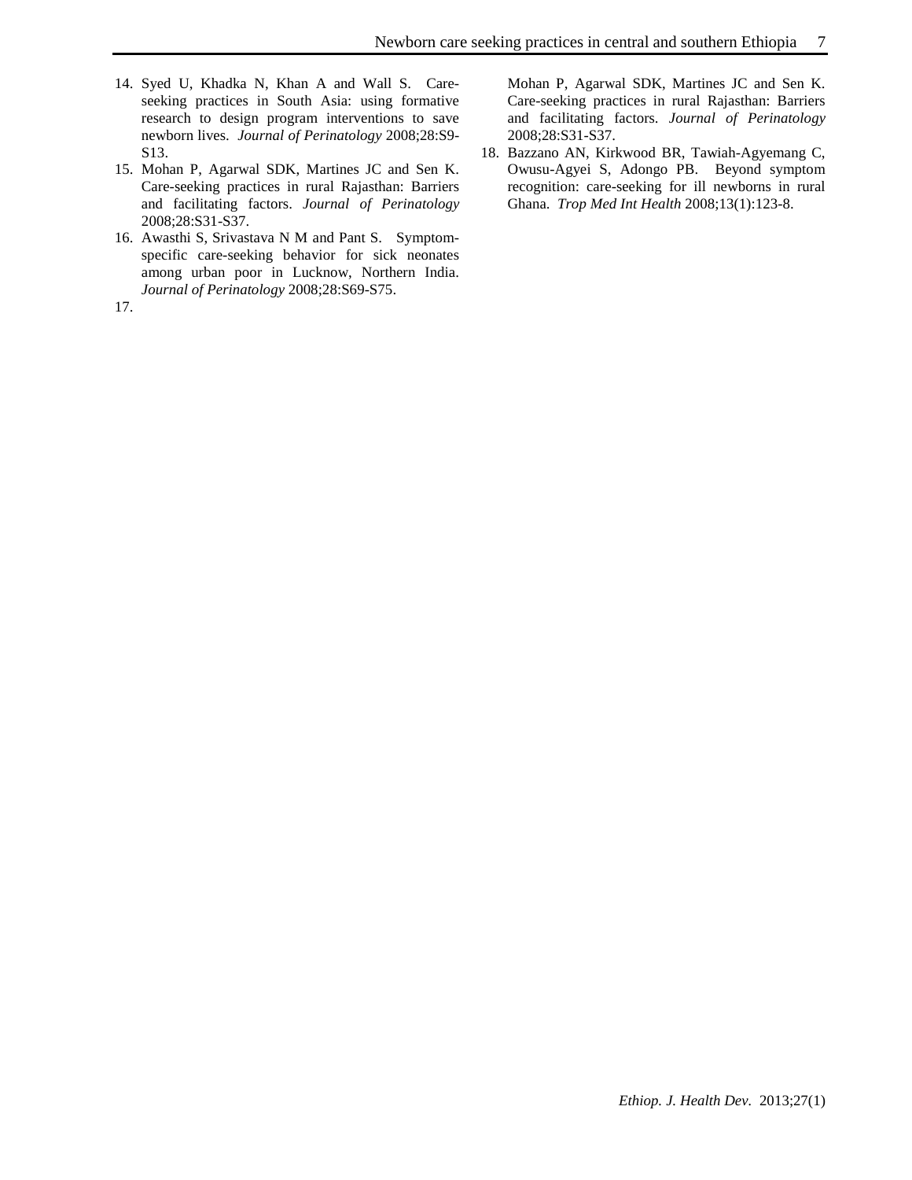14. Syed U, Khadka N, Khan A and Wall S. Care-seeking practices in South Asia: using formative research to design program interventions to save newborn lives. *Journal of Perinatology* 2008;28:S9-S13.
15. Mohan P, Agarwal SDK, Martines JC and Sen K. Care-seeking practices in rural Rajasthan: Barriers and facilitating factors. *Journal of Perinatology* 2008;28:S31-S37.
16. Awasthi S, Srivastava N M and Pant S. Symptom-specific care-seeking behavior for sick neonates among urban poor in Lucknow, Northern India. *Journal of Perinatology* 2008;28:S69-S75.
17. Mohan P, Agarwal SDK, Martines JC and Sen K. Care-seeking practices in rural Rajasthan: Barriers and facilitating factors. *Journal of Perinatology* 2008;28:S31-S37.
18. Bazzano AN, Kirkwood BR, Tawiah-Agyemang C, Owusu-Agyei S, Adongo PB. Beyond symptom recognition: care-seeking for ill newborns in rural Ghana. *Trop Med Int Health* 2008;13(1):123-8.